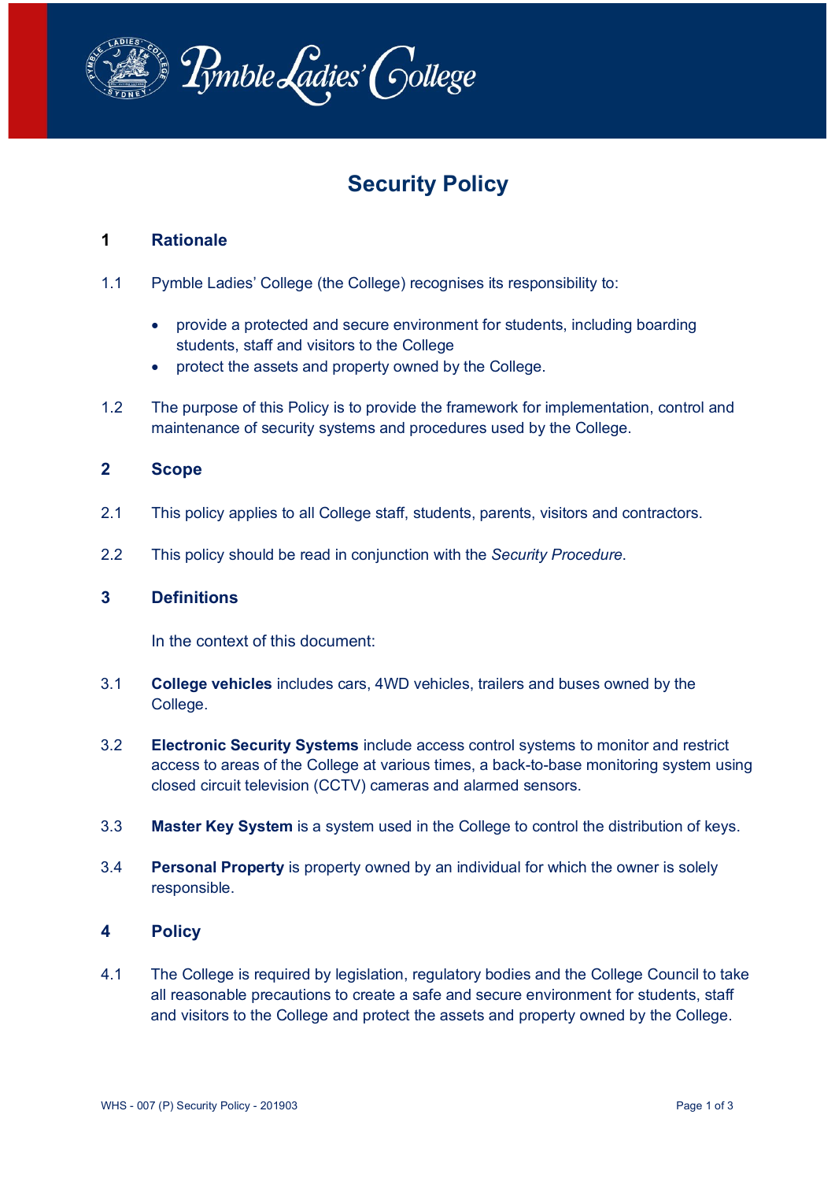Pymble Ladies' College

# Security Policy

## 1 Rationale

1.1 Pymble Ladies' College (the College) recognises its responsibility to:

- provide a protected and secure environment for students, including boarding students, staff and visitors to the College
- protect the assets and property owned by the College.

1.2 The purpose of this Policy is to provide the framework for implementation, control and maintenance of security systems and procedures used by the College.

## 2 Scope

2.1 This policy applies to all College staff, students, parents, visitors and contractors.

2.2 This policy should be read in conjunction with the *Security Procedure*.

## 3 Definitions

In the context of this document:

3.1 **College vehicles** includes cars, 4WD vehicles, trailers and buses owned by the College.

3.2 **Electronic Security Systems** include access control systems to monitor and restrict access to areas of the College at various times, a back-to-base monitoring system using closed circuit television (CCTV) cameras and alarmed sensors.

3.3 **Master Key System** is a system used in the College to control the distribution of keys.

3.4 **Personal Property** is property owned by an individual for which the owner is solely responsible.

## 4 Policy

4.1 The College is required by legislation, regulatory bodies and the College Council to take all reasonable precautions to create a safe and secure environment for students, staff and visitors to the College and protect the assets and property owned by the College.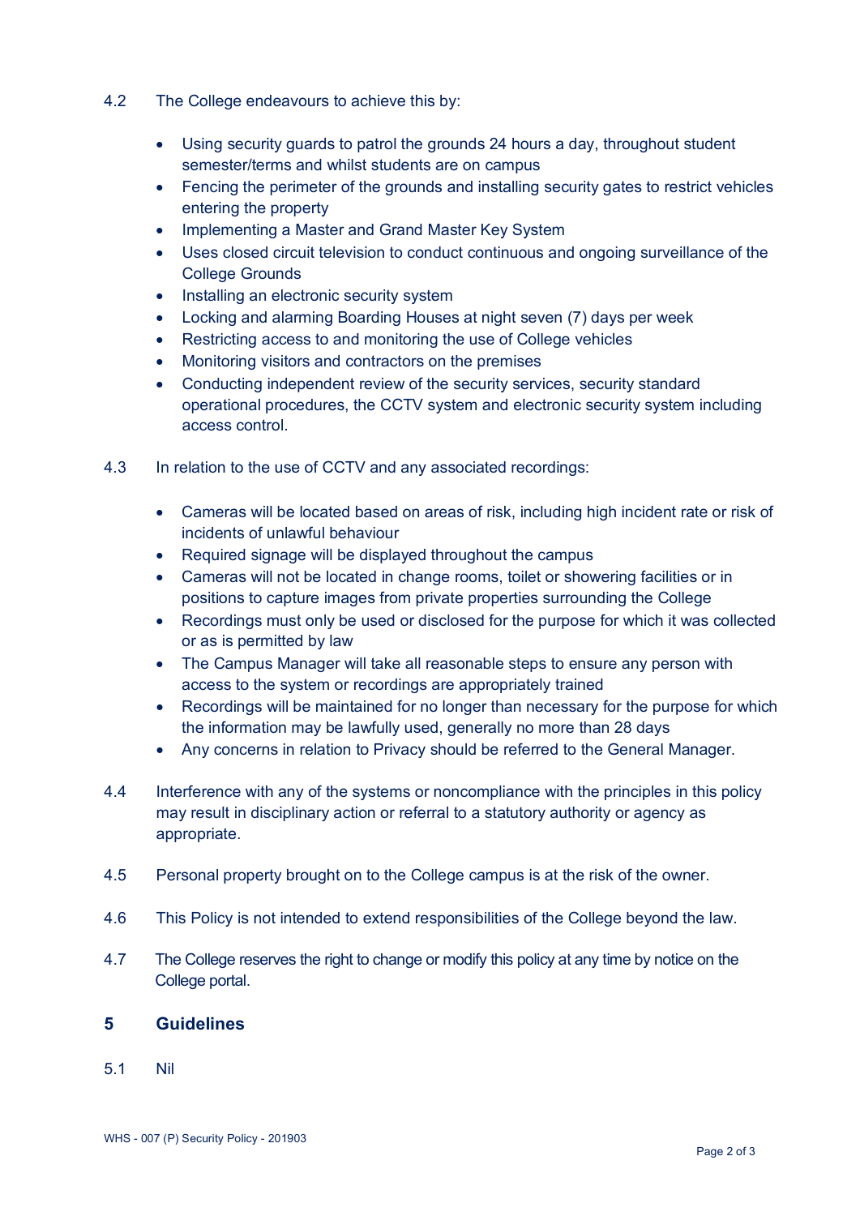4.2 The College endeavours to achieve this by:

- Using security guards to patrol the grounds 24 hours a day, throughout student semester/terms and whilst students are on campus
- Fencing the perimeter of the grounds and installing security gates to restrict vehicles entering the property
- Implementing a Master and Grand Master Key System
- Uses closed circuit television to conduct continuous and ongoing surveillance of the College Grounds
- Installing an electronic security system
- Locking and alarming Boarding Houses at night seven (7) days per week
- Restricting access to and monitoring the use of College vehicles
- Monitoring visitors and contractors on the premises
- Conducting independent review of the security services, security standard operational procedures, the CCTV system and electronic security system including access control.

4.3 In relation to the use of CCTV and any associated recordings:

- Cameras will be located based on areas of risk, including high incident rate or risk of incidents of unlawful behaviour
- Required signage will be displayed throughout the campus
- Cameras will not be located in change rooms, toilet or showering facilities or in positions to capture images from private properties surrounding the College
- Recordings must only be used or disclosed for the purpose for which it was collected or as is permitted by law
- The Campus Manager will take all reasonable steps to ensure any person with access to the system or recordings are appropriately trained
- Recordings will be maintained for no longer than necessary for the purpose for which the information may be lawfully used, generally no more than 28 days
- Any concerns in relation to Privacy should be referred to the General Manager.

4.4 Interference with any of the systems or noncompliance with the principles in this policy may result in disciplinary action or referral to a statutory authority or agency as appropriate.

4.5 Personal property brought on to the College campus is at the risk of the owner.

4.6 This Policy is not intended to extend responsibilities of the College beyond the law.

4.7 The College reserves the right to change or modify this policy at any time by notice on the College portal.

## 5 Guidelines

5.1 Nil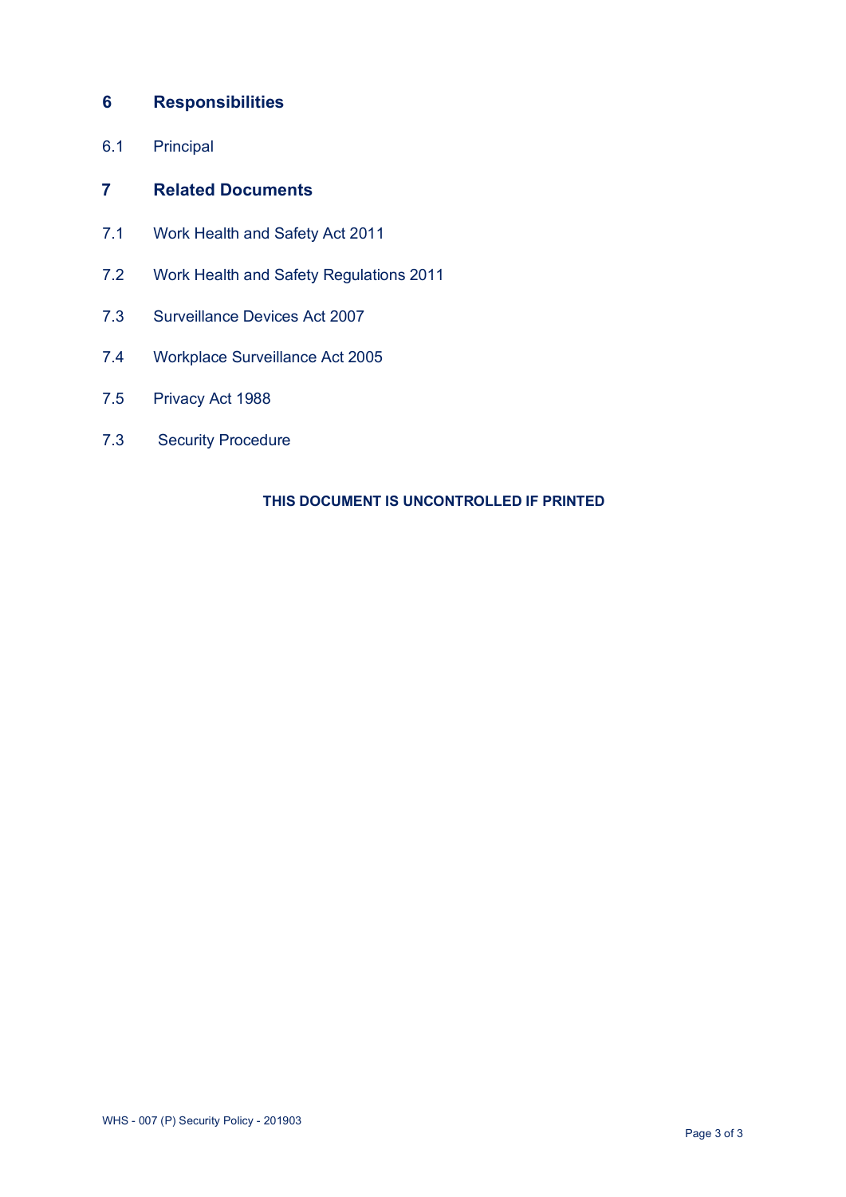## 6 Responsibilities

6.1 Principal

## 7 Related Documents

7.1 Work Health and Safety Act 2011

7.2 Work Health and Safety Regulations 2011

7.3 Surveillance Devices Act 2007

7.4 Workplace Surveillance Act 2005

7.5 Privacy Act 1988

7.3 Security Procedure

**THIS DOCUMENT IS UNCONTROLLED IF PRINTED**